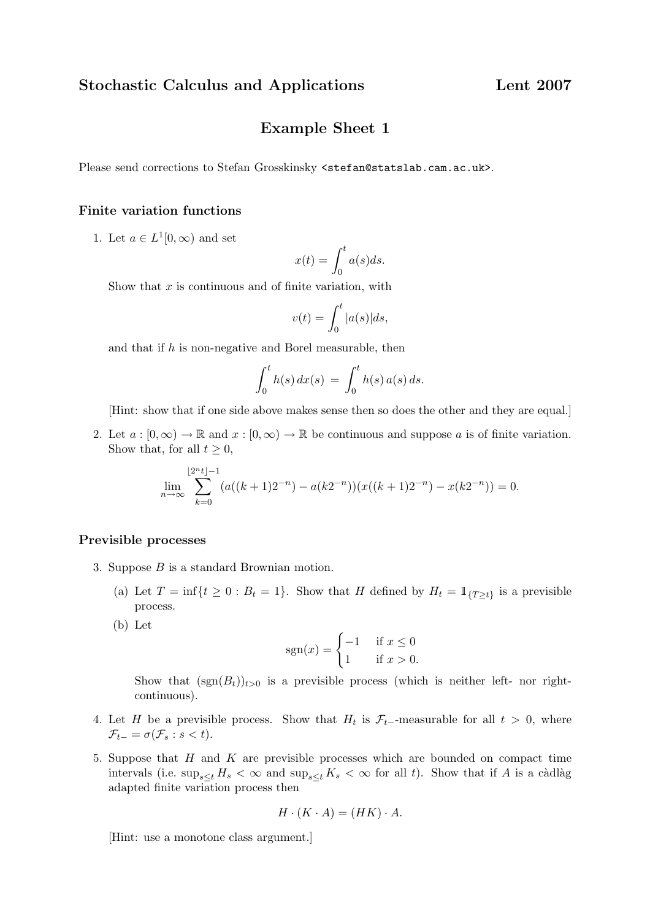## Stochastic Calculus and Applications — Lent 2007

## Example Sheet 1

Please send corrections to Stefan Grosskinsky <stefan@statslab.cam.ac.uk>.

### Finite variation functions

1. Let $a \in L^1[0,\infty)$ and set
$$x(t) = \int_0^t a(s)ds.$$
Show that $x$ is continuous and of finite variation, with
$$v(t) = \int_0^t |a(s)|ds,$$
and that if $h$ is non-negative and Borel measurable, then
$$\int_0^t h(s)\,dx(s) \;=\; \int_0^t h(s)\,a(s)\,ds.$$
[Hint: show that if one side above makes sense then so does the other and they are equal.]

2. Let $a : [0,\infty) \to \mathbb{R}$ and $x : [0,\infty) \to \mathbb{R}$ be continuous and suppose $a$ is of finite variation. Show that, for all $t \geq 0$,
$$\lim_{n\to\infty} \sum_{k=0}^{\lfloor 2^n t\rfloor - 1} (a((k+1)2^{-n}) - a(k2^{-n}))(x((k+1)2^{-n}) - x(k2^{-n})) = 0.$$

### Previsible processes

3. Suppose $B$ is a standard Brownian motion.

   (a) Let $T = \inf\{t \geq 0 : B_t = 1\}$. Show that $H$ defined by $H_t = \mathbb{1}_{\{T \geq t\}}$ is a previsible process.

   (b) Let
$$\mathrm{sgn}(x) = \begin{cases} -1 & \text{if } x \leq 0 \\ 1 & \text{if } x > 0. \end{cases}$$
Show that $(\mathrm{sgn}(B_t))_{t>0}$ is a previsible process (which is neither left- nor right-continuous).

4. Let $H$ be a previsible process. Show that $H_t$ is $\mathcal{F}_{t-}$-measurable for all $t > 0$, where $\mathcal{F}_{t-} = \sigma(\mathcal{F}_s : s < t)$.

5. Suppose that $H$ and $K$ are previsible processes which are bounded on compact time intervals (i.e. $\sup_{s\leq t} H_s < \infty$ and $\sup_{s\leq t} K_s < \infty$ for all $t$). Show that if $A$ is a càdlàg adapted finite variation process then
$$H \cdot (K \cdot A) = (HK) \cdot A.$$
[Hint: use a monotone class argument.]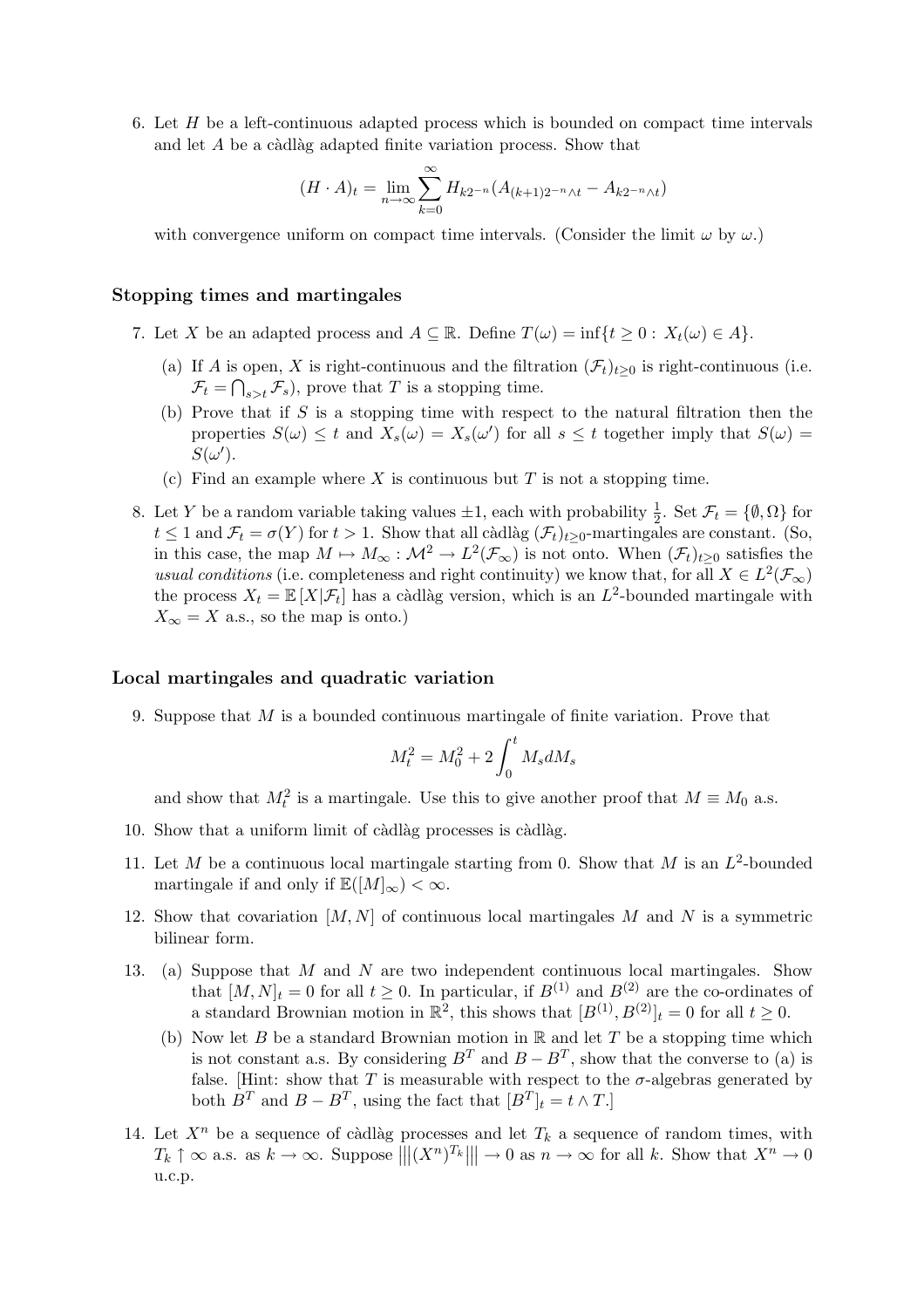6. Let $H$ be a left-continuous adapted process which is bounded on compact time intervals and let $A$ be a càdlàg adapted finite variation process. Show that

$$(H \cdot A)_t = \lim_{n\to\infty} \sum_{k=0}^{\infty} H_{k2^{-n}}(A_{(k+1)2^{-n}\wedge t} - A_{k2^{-n}\wedge t})$$

with convergence uniform on compact time intervals. (Consider the limit $\omega$ by $\omega$.)

## Stopping times and martingales

7. Let $X$ be an adapted process and $A \subseteq \mathbb{R}$. Define $T(\omega) = \inf\{t \geq 0 : X_t(\omega) \in A\}$.

   (a) If $A$ is open, $X$ is right-continuous and the filtration $(\mathcal{F}_t)_{t\geq 0}$ is right-continuous (i.e. $\mathcal{F}_t = \bigcap_{s>t} \mathcal{F}_s$), prove that $T$ is a stopping time.

   (b) Prove that if $S$ is a stopping time with respect to the natural filtration then the properties $S(\omega) \leq t$ and $X_s(\omega) = X_s(\omega')$ for all $s \leq t$ together imply that $S(\omega) = S(\omega')$.

   (c) Find an example where $X$ is continuous but $T$ is not a stopping time.

8. Let $Y$ be a random variable taking values $\pm 1$, each with probability $\frac{1}{2}$. Set $\mathcal{F}_t = \{\emptyset, \Omega\}$ for $t \leq 1$ and $\mathcal{F}_t = \sigma(Y)$ for $t > 1$. Show that all càdlàg $(\mathcal{F}_t)_{t\geq 0}$-martingales are constant. (So, in this case, the map $M \mapsto M_\infty : \mathcal{M}^2 \to L^2(\mathcal{F}_\infty)$ is not onto. When $(\mathcal{F}_t)_{t\geq 0}$ satisfies the *usual conditions* (i.e. completeness and right continuity) we know that, for all $X \in L^2(\mathcal{F}_\infty)$ the process $X_t = \mathbb{E}[X|\mathcal{F}_t]$ has a càdlàg version, which is an $L^2$-bounded martingale with $X_\infty = X$ a.s., so the map is onto.)

## Local martingales and quadratic variation

9. Suppose that $M$ is a bounded continuous martingale of finite variation. Prove that

$$M_t^2 = M_0^2 + 2\int_0^t M_s dM_s$$

   and show that $M_t^2$ is a martingale. Use this to give another proof that $M \equiv M_0$ a.s.

10. Show that a uniform limit of càdlàg processes is càdlàg.

11. Let $M$ be a continuous local martingale starting from 0. Show that $M$ is an $L^2$-bounded martingale if and only if $\mathbb{E}([M]_\infty) < \infty$.

12. Show that covariation $[M, N]$ of continuous local martingales $M$ and $N$ is a symmetric bilinear form.

13. (a) Suppose that $M$ and $N$ are two independent continuous local martingales. Show that $[M, N]_t = 0$ for all $t \geq 0$. In particular, if $B^{(1)}$ and $B^{(2)}$ are the co-ordinates of a standard Brownian motion in $\mathbb{R}^2$, this shows that $[B^{(1)}, B^{(2)}]_t = 0$ for all $t \geq 0$.

   (b) Now let $B$ be a standard Brownian motion in $\mathbb{R}$ and let $T$ be a stopping time which is not constant a.s. By considering $B^T$ and $B - B^T$, show that the converse to (a) is false. [Hint: show that $T$ is measurable with respect to the $\sigma$-algebras generated by both $B^T$ and $B - B^T$, using the fact that $[B^T]_t = t \wedge T$.]

14. Let $X^n$ be a sequence of càdlàg processes and let $T_k$ a sequence of random times, with $T_k \uparrow \infty$ a.s. as $k \to \infty$. Suppose $|||(X^n)^{T_k}||| \to 0$ as $n \to \infty$ for all $k$. Show that $X^n \to 0$ u.c.p.